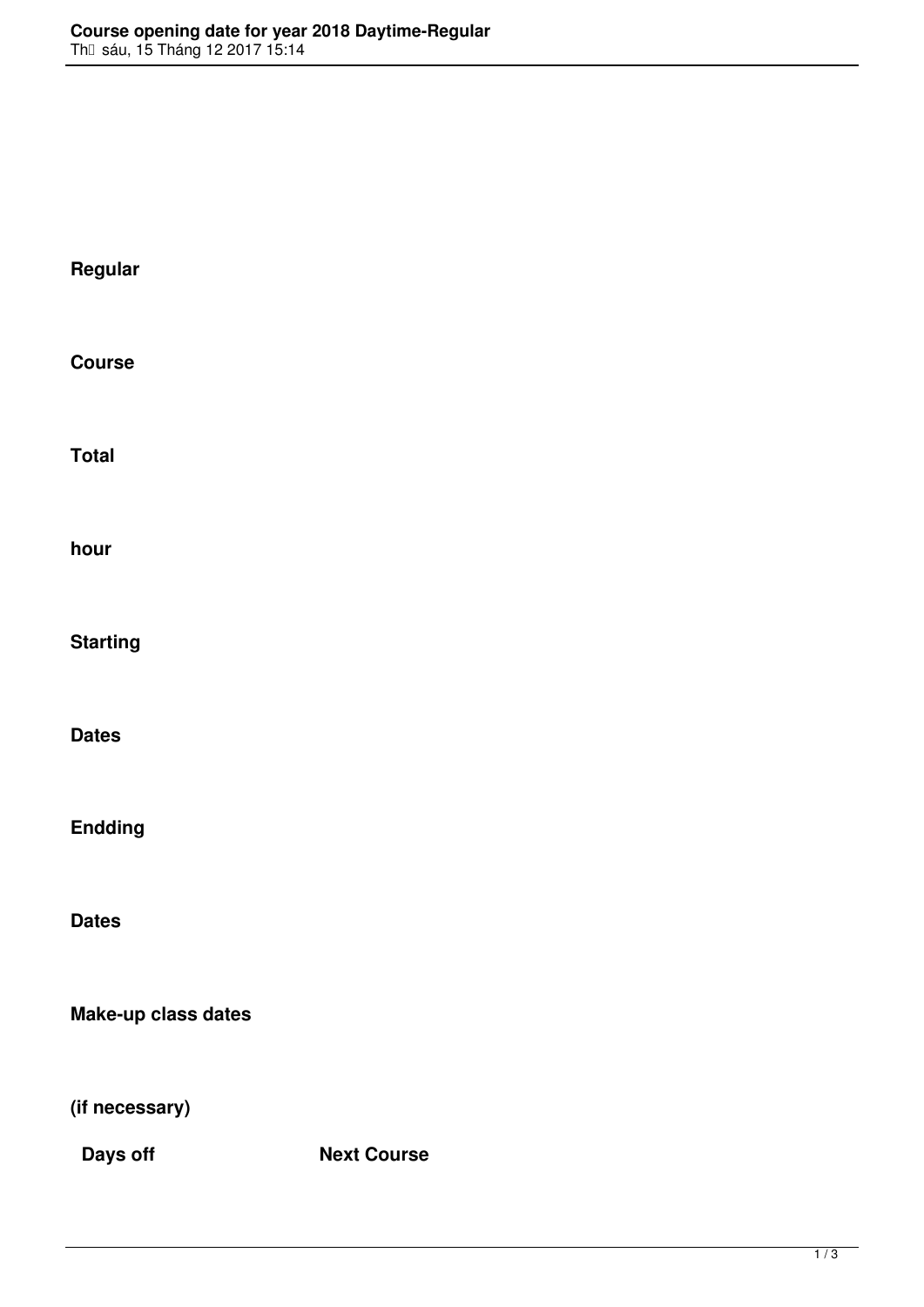**Regular**

**Course**

**Total**

**hour**

**Starting**

**Dates**

**Endding**

**Dates**

**Make-up class dates**

**(if necessary)**

**Days off** **Next Course**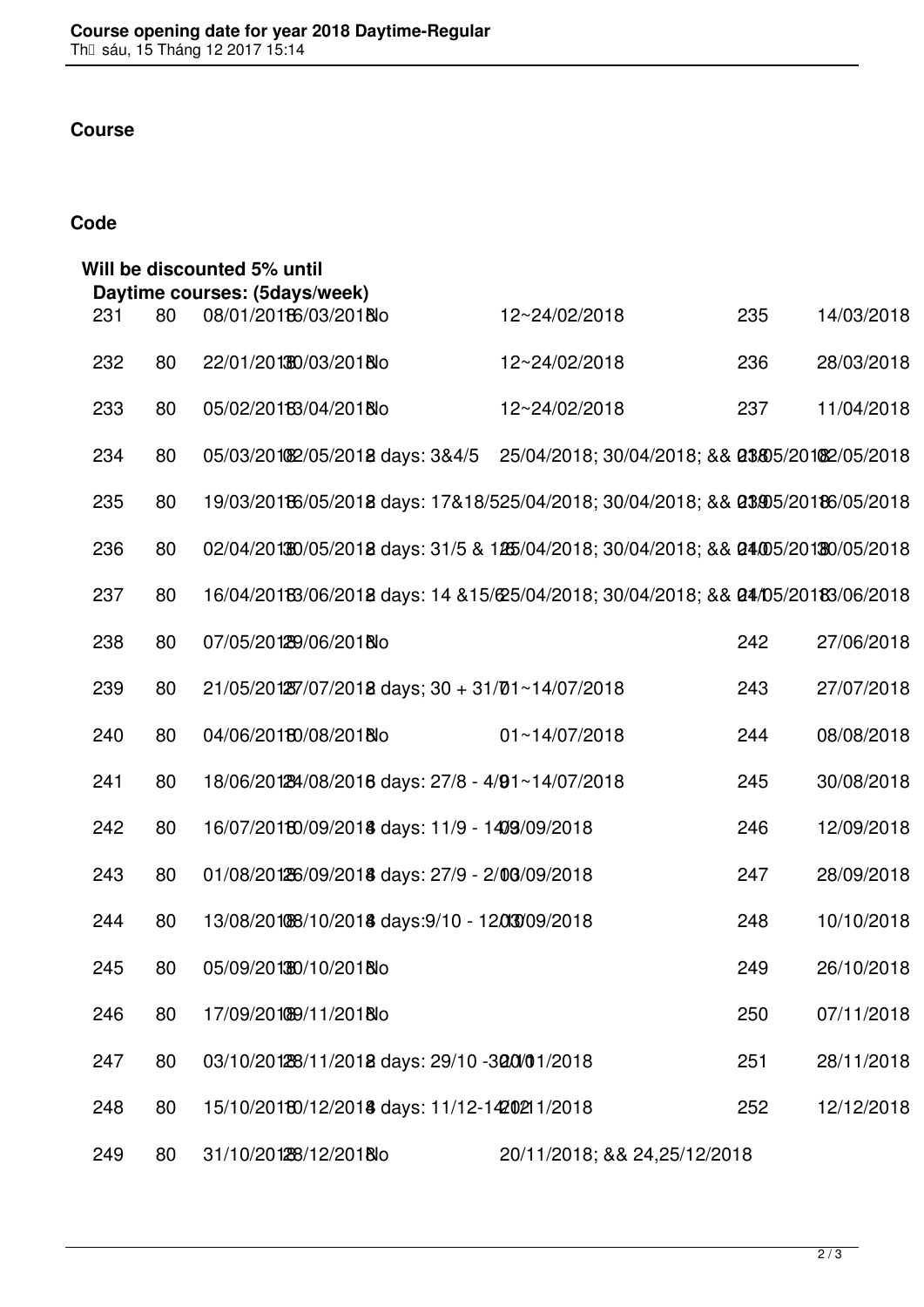**Course**

**Code**

**Will be discounted 5% until**

**Daytime courses: (5days/week)**

| | | | | | | | |
|---|---|---|---|---|---|---|---|
| 231 | 80 | 08/01/2018 | 16/03/2018 | No | 12~24/02/2018 | 235 | 14/03/2018 |
| 232 | 80 | 22/01/2018 | 30/03/2018 | No | 12~24/02/2018 | 236 | 28/03/2018 |
| 233 | 80 | 05/02/2018 | 13/04/2018 | No | 12~24/02/2018 | 237 | 11/04/2018 |
| 234 | 80 | 05/03/2018 | 02/05/2018 | 2 days: 3&4/5 | 25/04/2018; 30/04/2018; && 01/05/2018 | 238 | 02/05/2018 |
| 235 | 80 | 19/03/2018 | 16/05/2018 | 2 days: 17&18/5 | 25/04/2018; 30/04/2018; && 01/05/2018 | 239 | 16/05/2018 |
| 236 | 80 | 02/04/2018 | 30/05/2018 | 2 days: 31/5 & 1/6 | 25/04/2018; 30/04/2018; && 01/05/2018 | 240 | 30/05/2018 |
| 237 | 80 | 16/04/2018 | 13/06/2018 | 2 days: 14 &15/6 | 25/04/2018; 30/04/2018; && 01/05/2018 | 241 | 13/06/2018 |
| 238 | 80 | 07/05/2018 | 29/06/2018 | No | | 242 | 27/06/2018 |
| 239 | 80 | 21/05/2018 | 27/07/2018 | 2 days; 30 + 31/7 | 01~14/07/2018 | 243 | 27/07/2018 |
| 240 | 80 | 04/06/2018 | 10/08/2018 | No | 01~14/07/2018 | 244 | 08/08/2018 |
| 241 | 80 | 18/06/2018 | 24/08/2018 | 6 days: 27/8 - 4/9 | 01~14/07/2018 | 245 | 30/08/2018 |
| 242 | 80 | 16/07/2018 | 10/09/2018 | 4 days: 11/9 - 14/9 | 03/09/2018 | 246 | 12/09/2018 |
| 243 | 80 | 01/08/2018 | 26/09/2018 | 4 days: 27/9 - 2/10 | 03/09/2018 | 247 | 28/09/2018 |
| 244 | 80 | 13/08/2018 | 08/10/2018 | 4 days:9/10 - 12/10 | 03/09/2018 | 248 | 10/10/2018 |
| 245 | 80 | 05/09/2018 | 30/10/2018 | No | | 249 | 26/10/2018 |
| 246 | 80 | 17/09/2018 | 09/11/2018 | No | | 250 | 07/11/2018 |
| 247 | 80 | 03/10/2018 | 28/11/2018 | 2 days: 29/10 -30/10 | 20/11/2018 | 251 | 28/11/2018 |
| 248 | 80 | 15/10/2018 | 10/12/2018 | 4 days: 11/12-14/12 | 20/11/2018 | 252 | 12/12/2018 |
| 249 | 80 | 31/10/2018 | 28/12/2018 | No | 20/11/2018; && 24,25/12/2018 | | |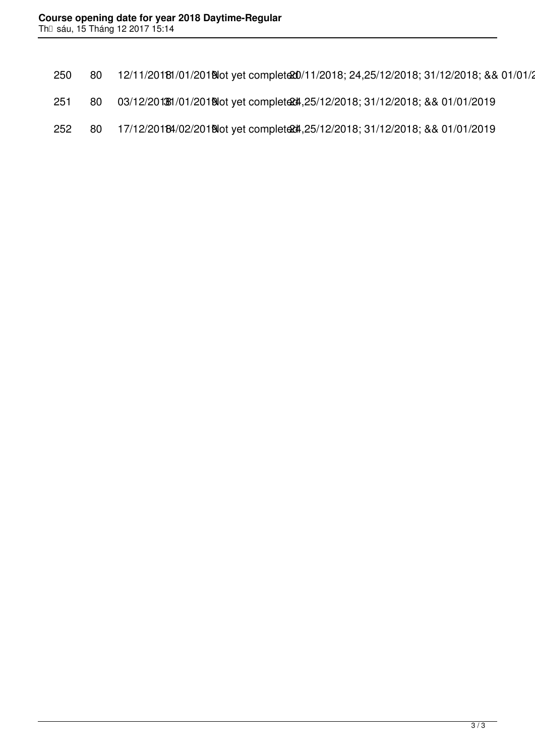| | | | | | |
|---|---|---|---|---|---|
| 250 | 80 | 12/11/2018 | 11/01/2019 | Not yet completed | 20/11/2018; 24,25/12/2018; 31/12/2018; && 01/01/2 |
| 251 | 80 | 03/12/2018 | 31/01/2019 | Not yet completed | 24,25/12/2018; 31/12/2018; && 01/01/2019 |
| 252 | 80 | 17/12/2018 | 14/02/2019 | Not yet completed | 24,25/12/2018; 31/12/2018; && 01/01/2019 |